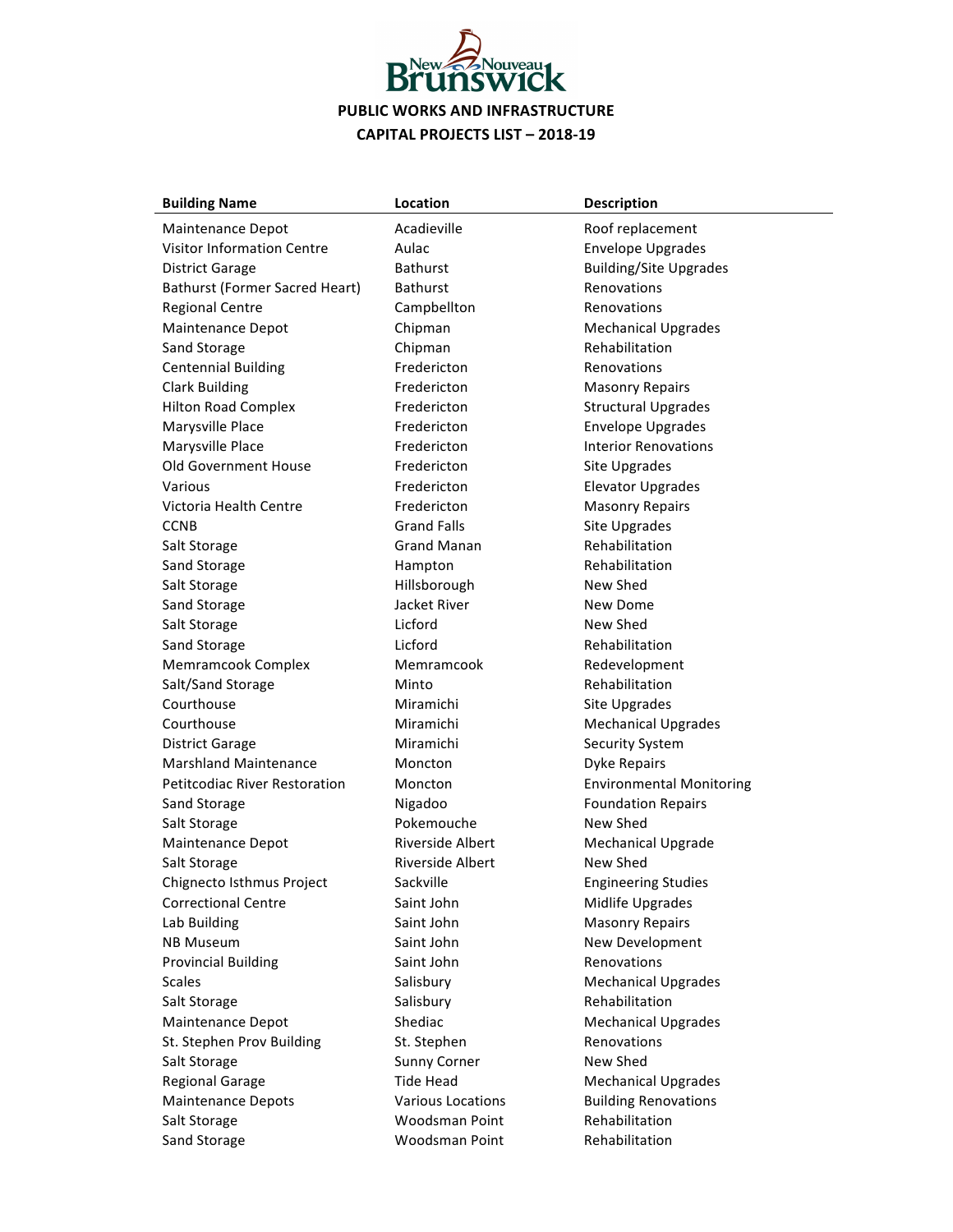New Nouveau Brunswick

**PUBLIC WORKS AND INFRASTRUCTURE**

**CAPITAL PROJECTS LIST – 2018-19**

| Building Name | Location | Description |
|---|---|---|
| Maintenance Depot | Acadieville | Roof replacement |
| Visitor Information Centre | Aulac | Envelope Upgrades |
| District Garage | Bathurst | Building/Site Upgrades |
| Bathurst (Former Sacred Heart) | Bathurst | Renovations |
| Regional Centre | Campbellton | Renovations |
| Maintenance Depot | Chipman | Mechanical Upgrades |
| Sand Storage | Chipman | Rehabilitation |
| Centennial Building | Fredericton | Renovations |
| Clark Building | Fredericton | Masonry Repairs |
| Hilton Road Complex | Fredericton | Structural Upgrades |
| Marysville Place | Fredericton | Envelope Upgrades |
| Marysville Place | Fredericton | Interior Renovations |
| Old Government House | Fredericton | Site Upgrades |
| Various | Fredericton | Elevator Upgrades |
| Victoria Health Centre | Fredericton | Masonry Repairs |
| CCNB | Grand Falls | Site Upgrades |
| Salt Storage | Grand Manan | Rehabilitation |
| Sand Storage | Hampton | Rehabilitation |
| Salt Storage | Hillsborough | New Shed |
| Sand Storage | Jacket River | New Dome |
| Salt Storage | Licford | New Shed |
| Sand Storage | Licford | Rehabilitation |
| Memramcook Complex | Memramcook | Redevelopment |
| Salt/Sand Storage | Minto | Rehabilitation |
| Courthouse | Miramichi | Site Upgrades |
| Courthouse | Miramichi | Mechanical Upgrades |
| District Garage | Miramichi | Security System |
| Marshland Maintenance | Moncton | Dyke Repairs |
| Petitcodiac River Restoration | Moncton | Environmental Monitoring |
| Sand Storage | Nigadoo | Foundation Repairs |
| Salt Storage | Pokemouche | New Shed |
| Maintenance Depot | Riverside Albert | Mechanical Upgrade |
| Salt Storage | Riverside Albert | New Shed |
| Chignecto Isthmus Project | Sackville | Engineering Studies |
| Correctional Centre | Saint John | Midlife Upgrades |
| Lab Building | Saint John | Masonry Repairs |
| NB Museum | Saint John | New Development |
| Provincial Building | Saint John | Renovations |
| Scales | Salisbury | Mechanical Upgrades |
| Salt Storage | Salisbury | Rehabilitation |
| Maintenance Depot | Shediac | Mechanical Upgrades |
| St. Stephen Prov Building | St. Stephen | Renovations |
| Salt Storage | Sunny Corner | New Shed |
| Regional Garage | Tide Head | Mechanical Upgrades |
| Maintenance Depots | Various Locations | Building Renovations |
| Salt Storage | Woodsman Point | Rehabilitation |
| Sand Storage | Woodsman Point | Rehabilitation |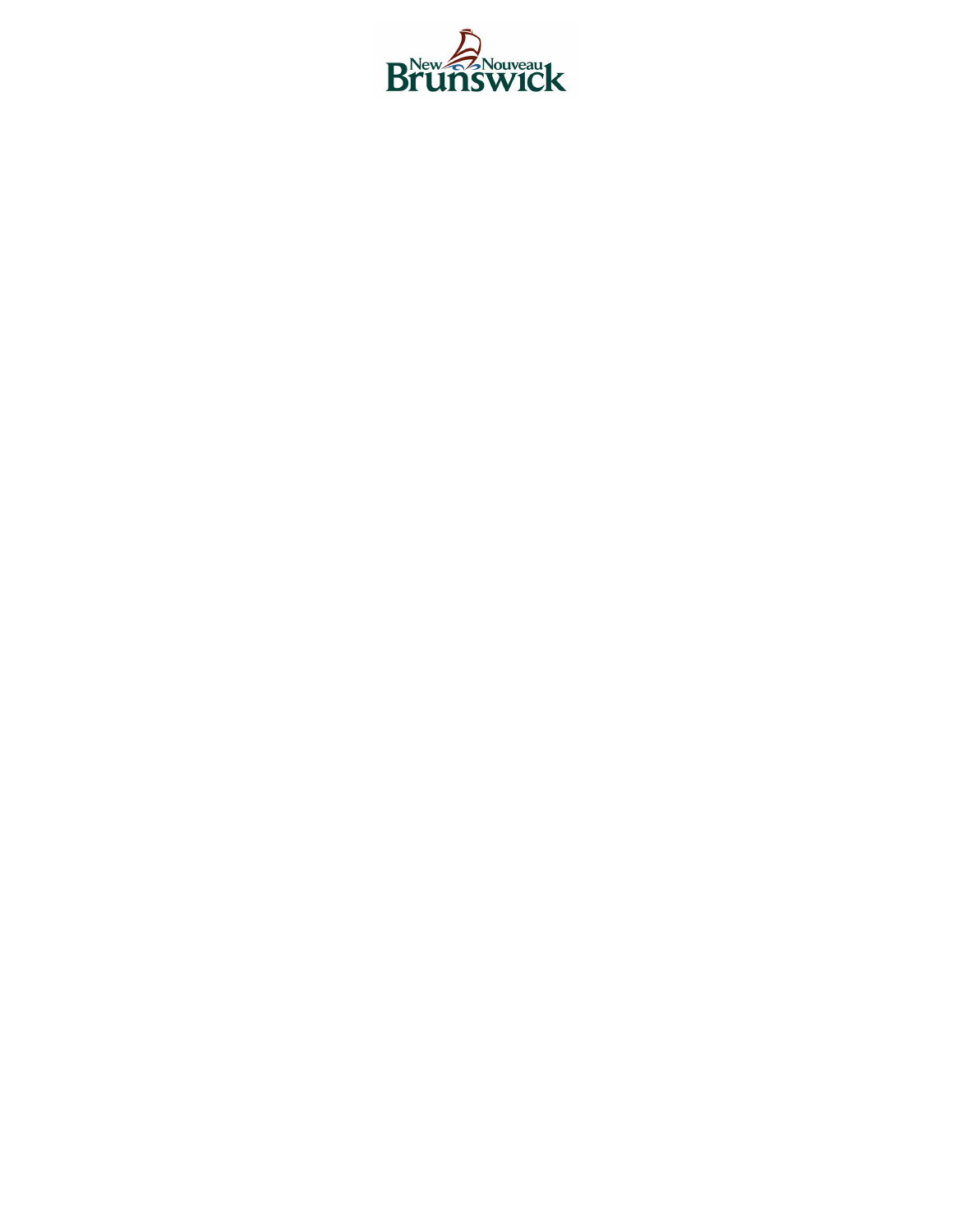New Nouveau
Brunswick